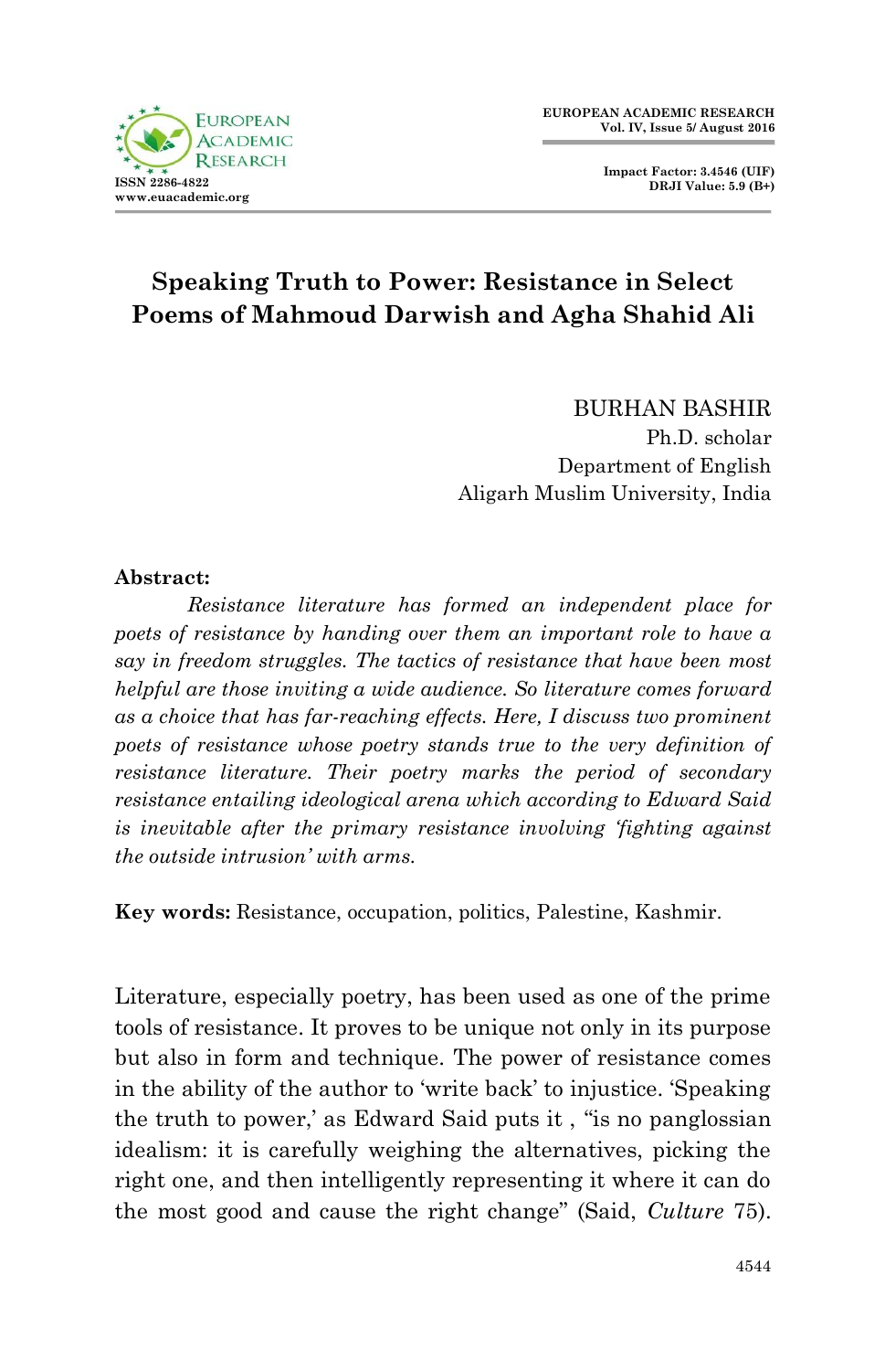# Speaking Truth to Power: Resistance in Select Poems of Mahmoud Darwish and Agha Shahid Ali

BURHAN BASHIR
Ph.D. scholar
Department of English
Aligarh Muslim University, India

**Abstract:**

*Resistance literature has formed an independent place for poets of resistance by handing over them an important role to have a say in freedom struggles. The tactics of resistance that have been most helpful are those inviting a wide audience. So literature comes forward as a choice that has far-reaching effects. Here, I discuss two prominent poets of resistance whose poetry stands true to the very definition of resistance literature. Their poetry marks the period of secondary resistance entailing ideological arena which according to Edward Said is inevitable after the primary resistance involving 'fighting against the outside intrusion' with arms.*

**Key words:** Resistance, occupation, politics, Palestine, Kashmir.

Literature, especially poetry, has been used as one of the prime tools of resistance. It proves to be unique not only in its purpose but also in form and technique. The power of resistance comes in the ability of the author to 'write back' to injustice. 'Speaking the truth to power,' as Edward Said puts it , "is no panglossian idealism: it is carefully weighing the alternatives, picking the right one, and then intelligently representing it where it can do the most good and cause the right change" (Said, *Culture* 75).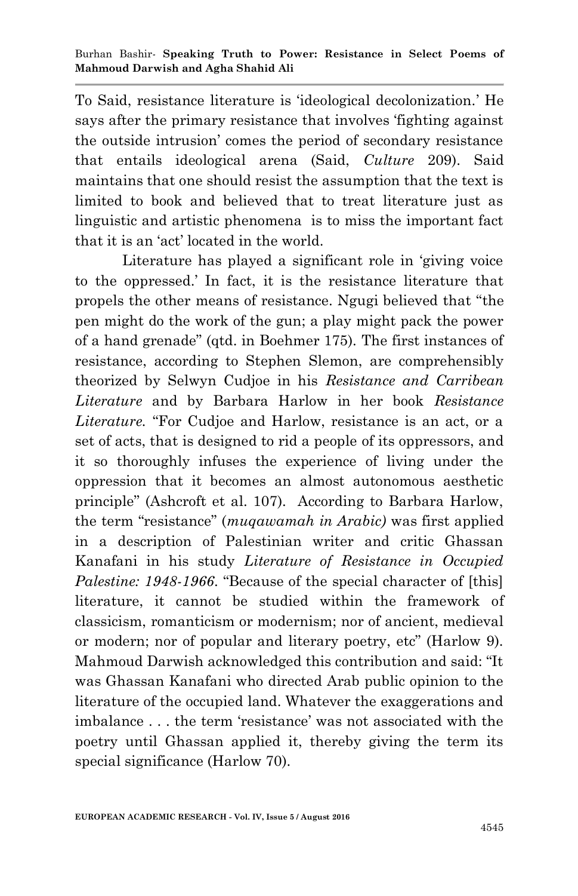To Said, resistance literature is 'ideological decolonization.' He says after the primary resistance that involves 'fighting against the outside intrusion' comes the period of secondary resistance that entails ideological arena (Said, *Culture* 209). Said maintains that one should resist the assumption that the text is limited to book and believed that to treat literature just as linguistic and artistic phenomena is to miss the important fact that it is an 'act' located in the world.

Literature has played a significant role in 'giving voice to the oppressed.' In fact, it is the resistance literature that propels the other means of resistance. Ngugi believed that "the pen might do the work of the gun; a play might pack the power of a hand grenade" (qtd. in Boehmer 175). The first instances of resistance, according to Stephen Slemon, are comprehensibly theorized by Selwyn Cudjoe in his *Resistance and Carribean Literature* and by Barbara Harlow in her book *Resistance Literature.* "For Cudjoe and Harlow, resistance is an act, or a set of acts, that is designed to rid a people of its oppressors, and it so thoroughly infuses the experience of living under the oppression that it becomes an almost autonomous aesthetic principle" (Ashcroft et al. 107). According to Barbara Harlow, the term "resistance" (*muqawamah in Arabic)* was first applied in a description of Palestinian writer and critic Ghassan Kanafani in his study *Literature of Resistance in Occupied Palestine: 1948-1966*. "Because of the special character of [this] literature, it cannot be studied within the framework of classicism, romanticism or modernism; nor of ancient, medieval or modern; nor of popular and literary poetry, etc" (Harlow 9). Mahmoud Darwish acknowledged this contribution and said: "It was Ghassan Kanafani who directed Arab public opinion to the literature of the occupied land. Whatever the exaggerations and imbalance . . . the term 'resistance' was not associated with the poetry until Ghassan applied it, thereby giving the term its special significance (Harlow 70).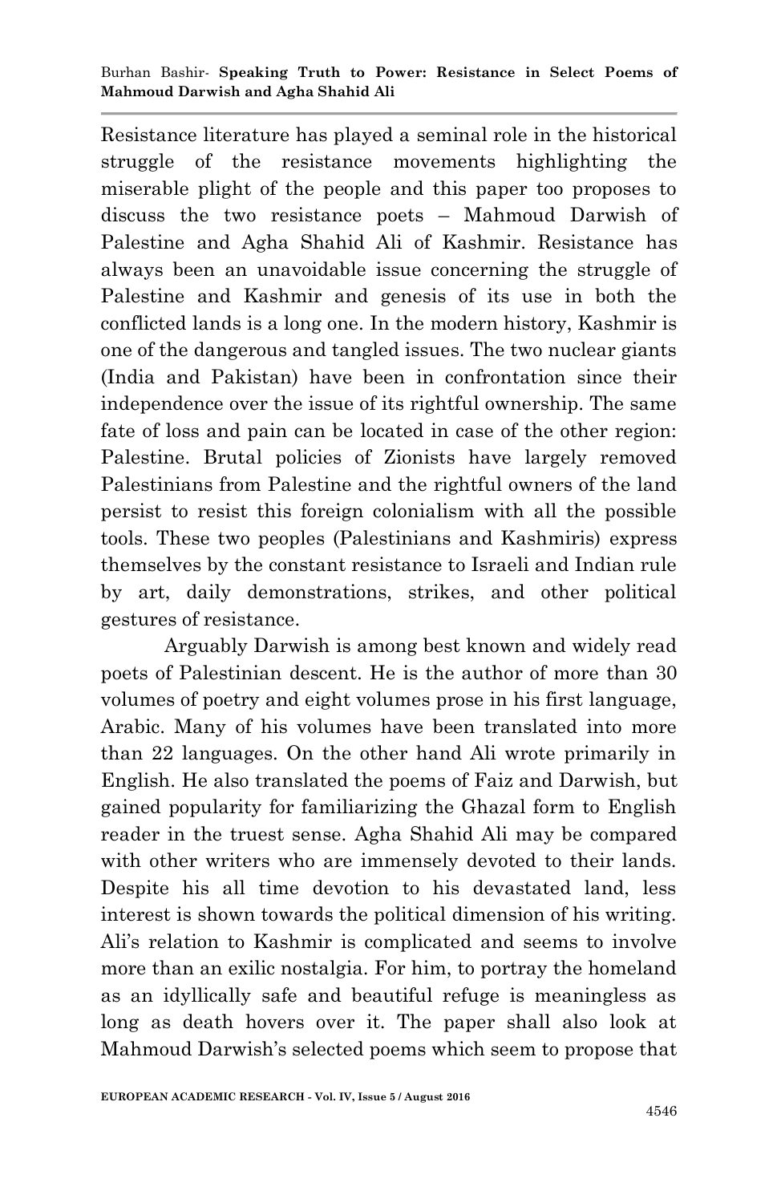Resistance literature has played a seminal role in the historical struggle of the resistance movements highlighting the miserable plight of the people and this paper too proposes to discuss the two resistance poets – Mahmoud Darwish of Palestine and Agha Shahid Ali of Kashmir. Resistance has always been an unavoidable issue concerning the struggle of Palestine and Kashmir and genesis of its use in both the conflicted lands is a long one. In the modern history, Kashmir is one of the dangerous and tangled issues. The two nuclear giants (India and Pakistan) have been in confrontation since their independence over the issue of its rightful ownership. The same fate of loss and pain can be located in case of the other region: Palestine. Brutal policies of Zionists have largely removed Palestinians from Palestine and the rightful owners of the land persist to resist this foreign colonialism with all the possible tools. These two peoples (Palestinians and Kashmiris) express themselves by the constant resistance to Israeli and Indian rule by art, daily demonstrations, strikes, and other political gestures of resistance.

Arguably Darwish is among best known and widely read poets of Palestinian descent. He is the author of more than 30 volumes of poetry and eight volumes prose in his first language, Arabic. Many of his volumes have been translated into more than 22 languages. On the other hand Ali wrote primarily in English. He also translated the poems of Faiz and Darwish, but gained popularity for familiarizing the Ghazal form to English reader in the truest sense. Agha Shahid Ali may be compared with other writers who are immensely devoted to their lands. Despite his all time devotion to his devastated land, less interest is shown towards the political dimension of his writing. Ali's relation to Kashmir is complicated and seems to involve more than an exilic nostalgia. For him, to portray the homeland as an idyllically safe and beautiful refuge is meaningless as long as death hovers over it. The paper shall also look at Mahmoud Darwish's selected poems which seem to propose that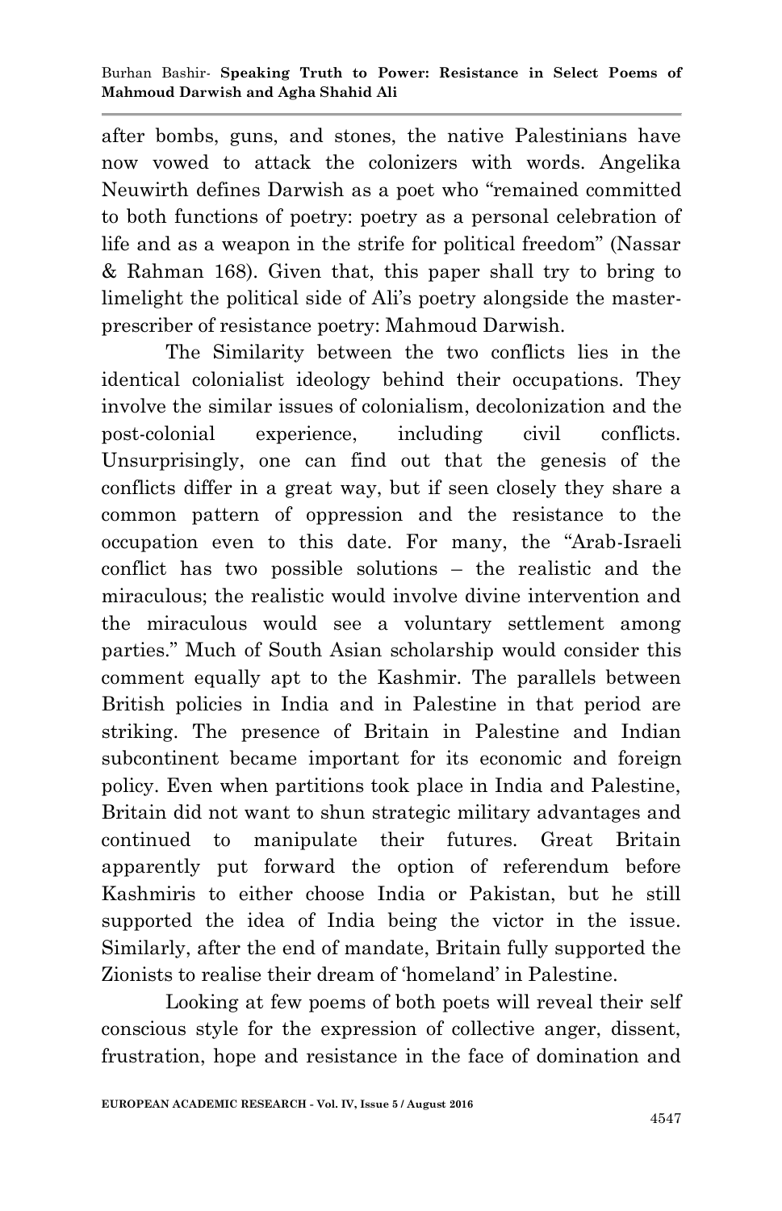after bombs, guns, and stones, the native Palestinians have now vowed to attack the colonizers with words. Angelika Neuwirth defines Darwish as a poet who "remained committed to both functions of poetry: poetry as a personal celebration of life and as a weapon in the strife for political freedom" (Nassar & Rahman 168). Given that, this paper shall try to bring to limelight the political side of Ali's poetry alongside the master-prescriber of resistance poetry: Mahmoud Darwish.

The Similarity between the two conflicts lies in the identical colonialist ideology behind their occupations. They involve the similar issues of colonialism, decolonization and the post-colonial experience, including civil conflicts. Unsurprisingly, one can find out that the genesis of the conflicts differ in a great way, but if seen closely they share a common pattern of oppression and the resistance to the occupation even to this date. For many, the "Arab-Israeli conflict has two possible solutions – the realistic and the miraculous; the realistic would involve divine intervention and the miraculous would see a voluntary settlement among parties." Much of South Asian scholarship would consider this comment equally apt to the Kashmir. The parallels between British policies in India and in Palestine in that period are striking. The presence of Britain in Palestine and Indian subcontinent became important for its economic and foreign policy. Even when partitions took place in India and Palestine, Britain did not want to shun strategic military advantages and continued to manipulate their futures. Great Britain apparently put forward the option of referendum before Kashmiris to either choose India or Pakistan, but he still supported the idea of India being the victor in the issue. Similarly, after the end of mandate, Britain fully supported the Zionists to realise their dream of 'homeland' in Palestine.

Looking at few poems of both poets will reveal their self conscious style for the expression of collective anger, dissent, frustration, hope and resistance in the face of domination and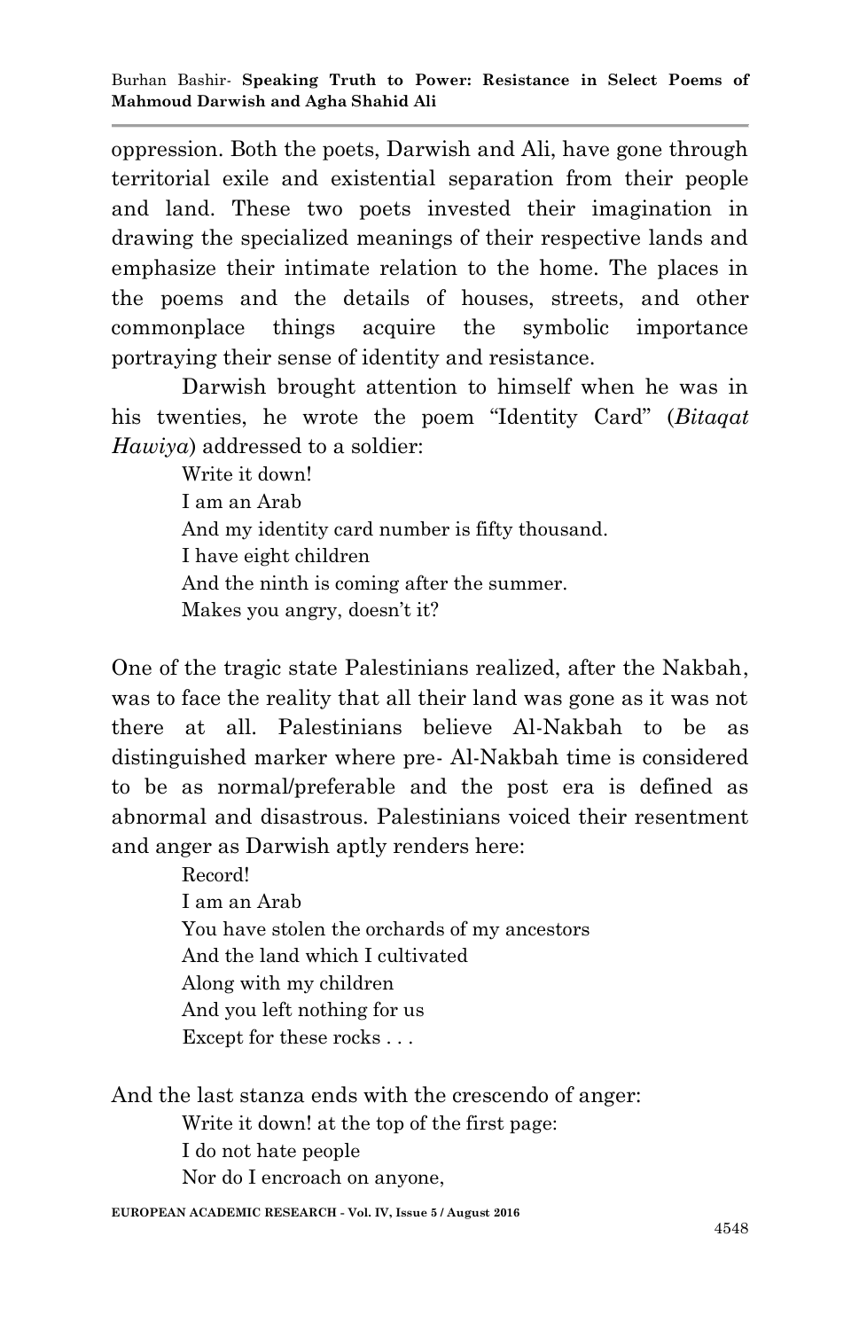oppression. Both the poets, Darwish and Ali, have gone through territorial exile and existential separation from their people and land. These two poets invested their imagination in drawing the specialized meanings of their respective lands and emphasize their intimate relation to the home. The places in the poems and the details of houses, streets, and other commonplace things acquire the symbolic importance portraying their sense of identity and resistance.

Darwish brought attention to himself when he was in his twenties, he wrote the poem "Identity Card" (*Bitaqat Hawiya*) addressed to a soldier:

> Write it down!
> I am an Arab
> And my identity card number is fifty thousand.
> I have eight children
> And the ninth is coming after the summer.
> Makes you angry, doesn't it?

One of the tragic state Palestinians realized, after the Nakbah, was to face the reality that all their land was gone as it was not there at all. Palestinians believe Al-Nakbah to be as distinguished marker where pre- Al-Nakbah time is considered to be as normal/preferable and the post era is defined as abnormal and disastrous. Palestinians voiced their resentment and anger as Darwish aptly renders here:

> Record!
> I am an Arab
> You have stolen the orchards of my ancestors
> And the land which I cultivated
> Along with my children
> And you left nothing for us
> Except for these rocks . . .

And the last stanza ends with the crescendo of anger:

> Write it down! at the top of the first page:
> I do not hate people
> Nor do I encroach on anyone,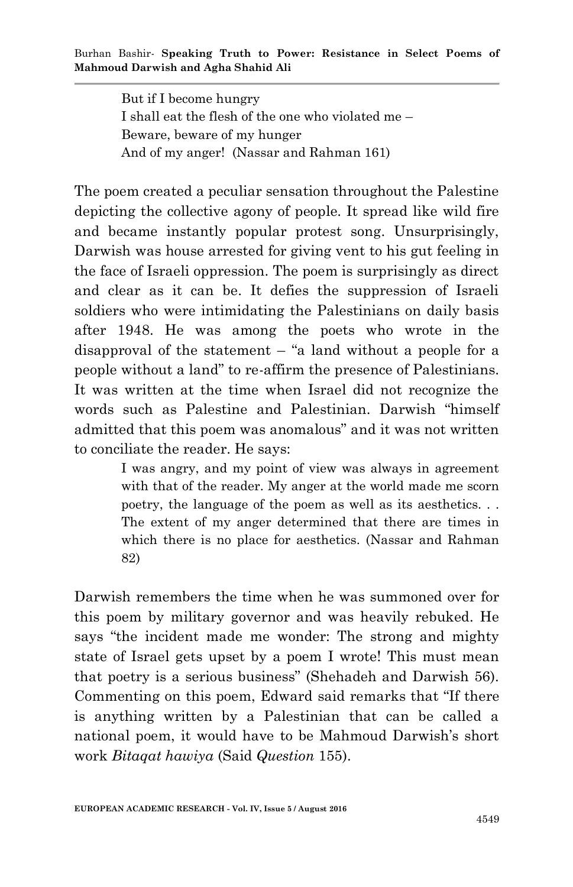> But if I become hungry
> I shall eat the flesh of the one who violated me –
> Beware, beware of my hunger
> And of my anger! (Nassar and Rahman 161)

The poem created a peculiar sensation throughout the Palestine depicting the collective agony of people. It spread like wild fire and became instantly popular protest song. Unsurprisingly, Darwish was house arrested for giving vent to his gut feeling in the face of Israeli oppression. The poem is surprisingly as direct and clear as it can be. It defies the suppression of Israeli soldiers who were intimidating the Palestinians on daily basis after 1948. He was among the poets who wrote in the disapproval of the statement – "a land without a people for a people without a land" to re-affirm the presence of Palestinians. It was written at the time when Israel did not recognize the words such as Palestine and Palestinian. Darwish "himself admitted that this poem was anomalous" and it was not written to conciliate the reader. He says:

> I was angry, and my point of view was always in agreement with that of the reader. My anger at the world made me scorn poetry, the language of the poem as well as its aesthetics. . . The extent of my anger determined that there are times in which there is no place for aesthetics. (Nassar and Rahman 82)

Darwish remembers the time when he was summoned over for this poem by military governor and was heavily rebuked. He says "the incident made me wonder: The strong and mighty state of Israel gets upset by a poem I wrote! This must mean that poetry is a serious business" (Shehadeh and Darwish 56). Commenting on this poem, Edward said remarks that "If there is anything written by a Palestinian that can be called a national poem, it would have to be Mahmoud Darwish's short work *Bitaqat hawiya* (Said *Question* 155).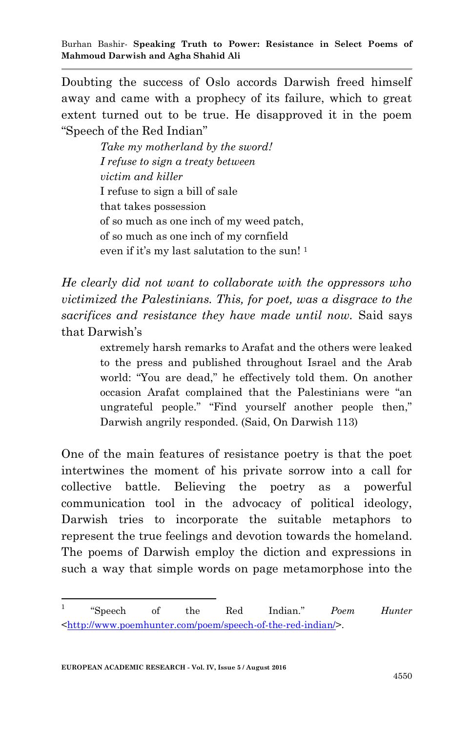Doubting the success of Oslo accords Darwish freed himself away and came with a prophecy of its failure, which to great extent turned out to be true. He disapproved it in the poem "Speech of the Red Indian"

> *Take my motherland by the sword!*
> *I refuse to sign a treaty between*
> *victim and killer*
> I refuse to sign a bill of sale
> that takes possession
> of so much as one inch of my weed patch,
> of so much as one inch of my cornfield
> even if it's my last salutation to the sun! [1]

*He clearly did not want to collaborate with the oppressors who victimized the Palestinians. This, for poet, was a disgrace to the sacrifices and resistance they have made until now.* Said says that Darwish's

> extremely harsh remarks to Arafat and the others were leaked to the press and published throughout Israel and the Arab world: "You are dead," he effectively told them. On another occasion Arafat complained that the Palestinians were "an ungrateful people." "Find yourself another people then," Darwish angrily responded. (Said, On Darwish 113)

One of the main features of resistance poetry is that the poet intertwines the moment of his private sorrow into a call for collective battle. Believing the poetry as a powerful communication tool in the advocacy of political ideology, Darwish tries to incorporate the suitable metaphors to represent the true feelings and devotion towards the homeland. The poems of Darwish employ the diction and expressions in such a way that simple words on page metamorphose into the

---

[1] "Speech of the Red Indian." *Poem Hunter* <http://www.poemhunter.com/poem/speech-of-the-red-indian/>.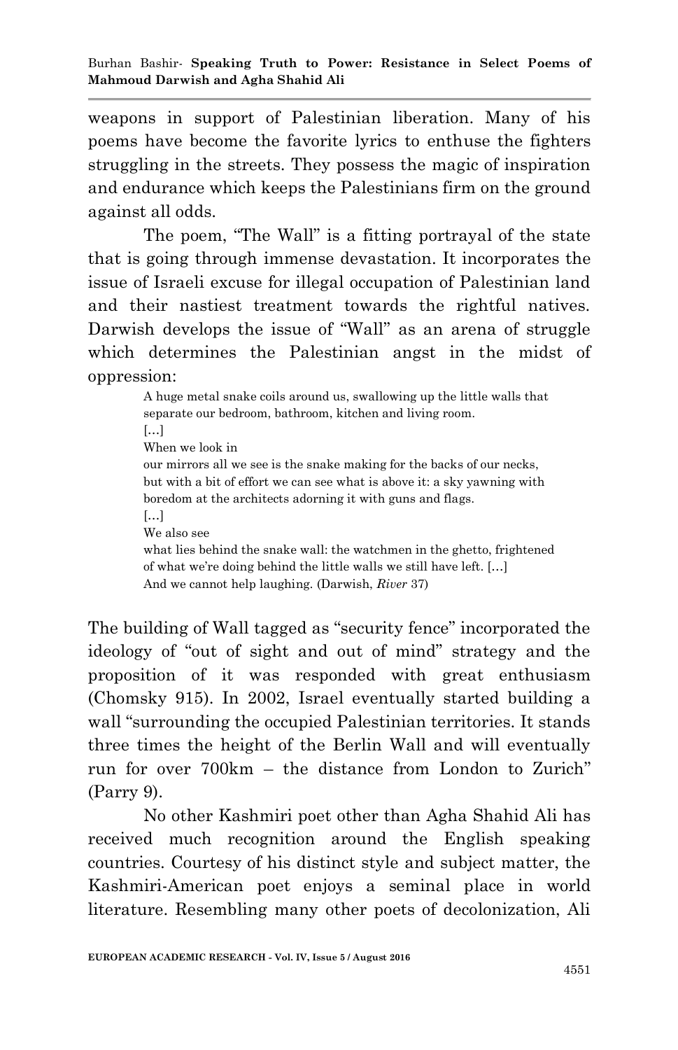weapons in support of Palestinian liberation. Many of his poems have become the favorite lyrics to enthuse the fighters struggling in the streets. They possess the magic of inspiration and endurance which keeps the Palestinians firm on the ground against all odds.

The poem, "The Wall" is a fitting portrayal of the state that is going through immense devastation. It incorporates the issue of Israeli excuse for illegal occupation of Palestinian land and their nastiest treatment towards the rightful natives. Darwish develops the issue of "Wall" as an arena of struggle which determines the Palestinian angst in the midst of oppression:

> A huge metal snake coils around us, swallowing up the little walls that separate our bedroom, bathroom, kitchen and living room.
> […]
> When we look in
> our mirrors all we see is the snake making for the backs of our necks, but with a bit of effort we can see what is above it: a sky yawning with boredom at the architects adorning it with guns and flags.
> […]
> We also see
> what lies behind the snake wall: the watchmen in the ghetto, frightened of what we're doing behind the little walls we still have left. […]
> And we cannot help laughing. (Darwish, *River* 37)

The building of Wall tagged as "security fence" incorporated the ideology of "out of sight and out of mind" strategy and the proposition of it was responded with great enthusiasm (Chomsky 915). In 2002, Israel eventually started building a wall "surrounding the occupied Palestinian territories. It stands three times the height of the Berlin Wall and will eventually run for over 700km – the distance from London to Zurich" (Parry 9).

No other Kashmiri poet other than Agha Shahid Ali has received much recognition around the English speaking countries. Courtesy of his distinct style and subject matter, the Kashmiri-American poet enjoys a seminal place in world literature. Resembling many other poets of decolonization, Ali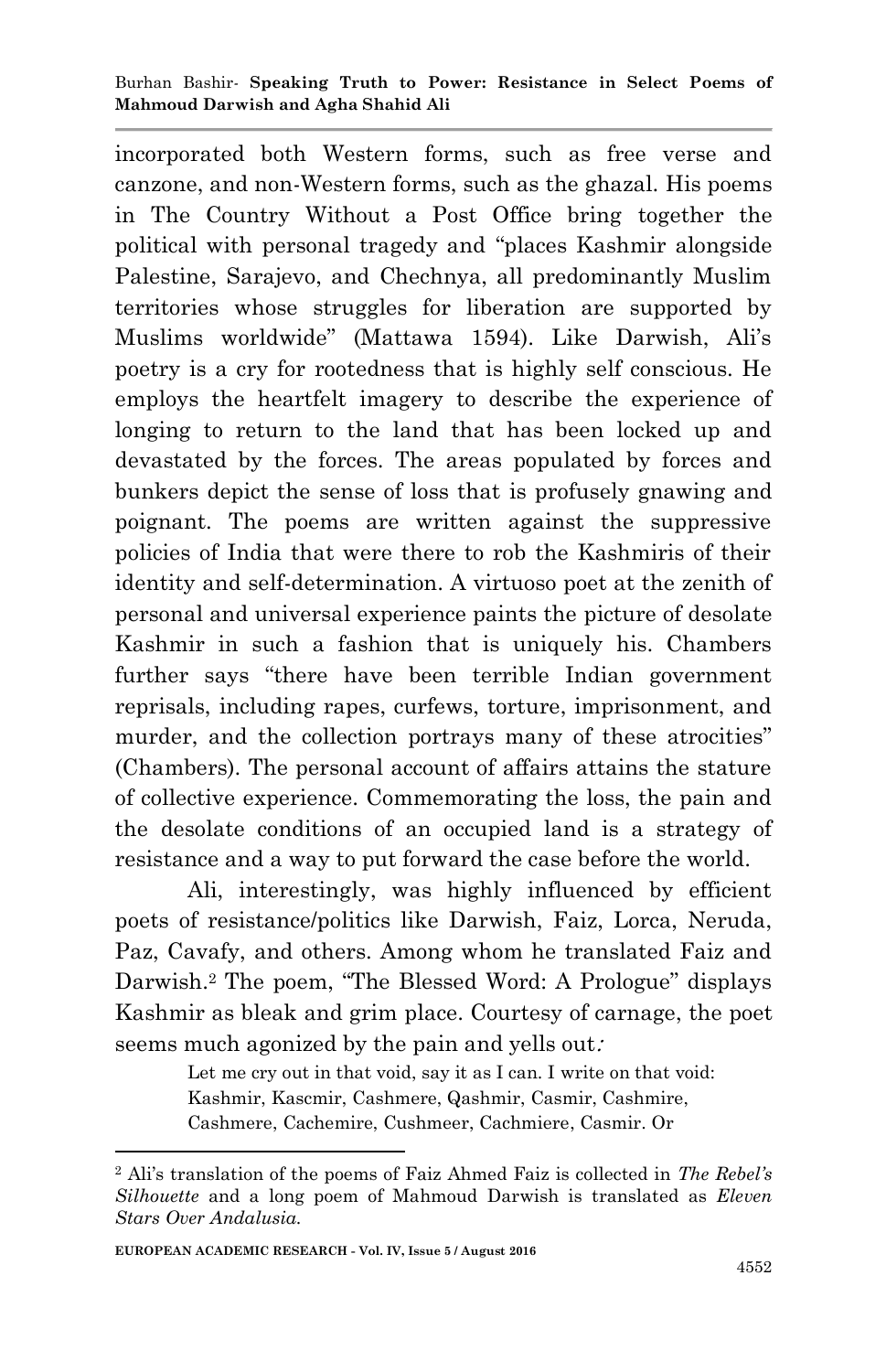incorporated both Western forms, such as free verse and canzone, and non-Western forms, such as the ghazal. His poems in The Country Without a Post Office bring together the political with personal tragedy and "places Kashmir alongside Palestine, Sarajevo, and Chechnya, all predominantly Muslim territories whose struggles for liberation are supported by Muslims worldwide" (Mattawa 1594). Like Darwish, Ali's poetry is a cry for rootedness that is highly self conscious. He employs the heartfelt imagery to describe the experience of longing to return to the land that has been locked up and devastated by the forces. The areas populated by forces and bunkers depict the sense of loss that is profusely gnawing and poignant. The poems are written against the suppressive policies of India that were there to rob the Kashmiris of their identity and self-determination. A virtuoso poet at the zenith of personal and universal experience paints the picture of desolate Kashmir in such a fashion that is uniquely his. Chambers further says "there have been terrible Indian government reprisals, including rapes, curfews, torture, imprisonment, and murder, and the collection portrays many of these atrocities" (Chambers). The personal account of affairs attains the stature of collective experience. Commemorating the loss, the pain and the desolate conditions of an occupied land is a strategy of resistance and a way to put forward the case before the world.

Ali, interestingly, was highly influenced by efficient poets of resistance/politics like Darwish, Faiz, Lorca, Neruda, Paz, Cavafy, and others. Among whom he translated Faiz and Darwish.[2] The poem, "The Blessed Word: A Prologue" displays Kashmir as bleak and grim place. Courtesy of carnage, the poet seems much agonized by the pain and yells out:

> Let me cry out in that void, say it as I can. I write on that void:
> Kashmir, Kascmir, Cashmere, Qashmir, Casmir, Cashmire,
> Cashmere, Cachemire, Cushmeer, Cachmiere, Casmir. Or

---

[2] Ali's translation of the poems of Faiz Ahmed Faiz is collected in *The Rebel's Silhouette* and a long poem of Mahmoud Darwish is translated as *Eleven Stars Over Andalusia.*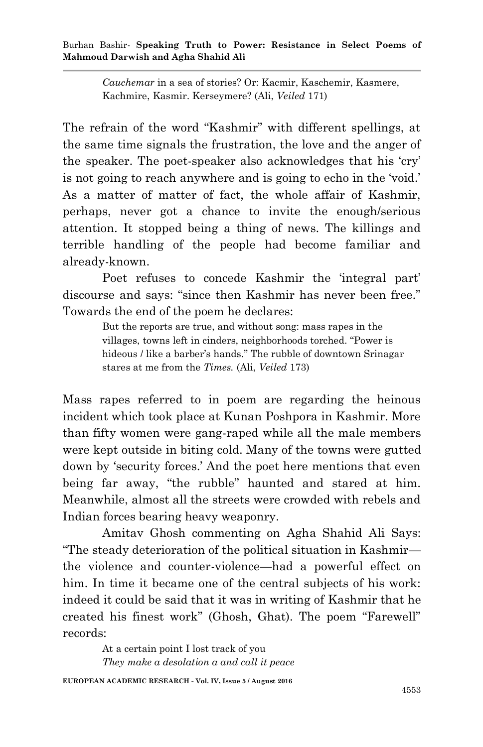> *Cauchemar* in a sea of stories? Or: Kacmir, Kaschemir, Kasmere, Kachmire, Kasmir. Kerseymere? (Ali, *Veiled* 171)

The refrain of the word "Kashmir" with different spellings, at the same time signals the frustration, the love and the anger of the speaker. The poet-speaker also acknowledges that his 'cry' is not going to reach anywhere and is going to echo in the 'void.' As a matter of matter of fact, the whole affair of Kashmir, perhaps, never got a chance to invite the enough/serious attention. It stopped being a thing of news. The killings and terrible handling of the people had become familiar and already-known.

Poet refuses to concede Kashmir the 'integral part' discourse and says: "since then Kashmir has never been free." Towards the end of the poem he declares:

> But the reports are true, and without song: mass rapes in the villages, towns left in cinders, neighborhoods torched. "Power is hideous / like a barber's hands." The rubble of downtown Srinagar stares at me from the *Times.* (Ali, *Veiled* 173)

Mass rapes referred to in poem are regarding the heinous incident which took place at Kunan Poshpora in Kashmir. More than fifty women were gang-raped while all the male members were kept outside in biting cold. Many of the towns were gutted down by 'security forces.' And the poet here mentions that even being far away, "the rubble" haunted and stared at him. Meanwhile, almost all the streets were crowded with rebels and Indian forces bearing heavy weaponry.

Amitav Ghosh commenting on Agha Shahid Ali Says: "The steady deterioration of the political situation in Kashmir—the violence and counter-violence—had a powerful effect on him. In time it became one of the central subjects of his work: indeed it could be said that it was in writing of Kashmir that he created his finest work" (Ghosh, Ghat). The poem "Farewell" records:

> At a certain point I lost track of you
> *They make a desolation a and call it peace*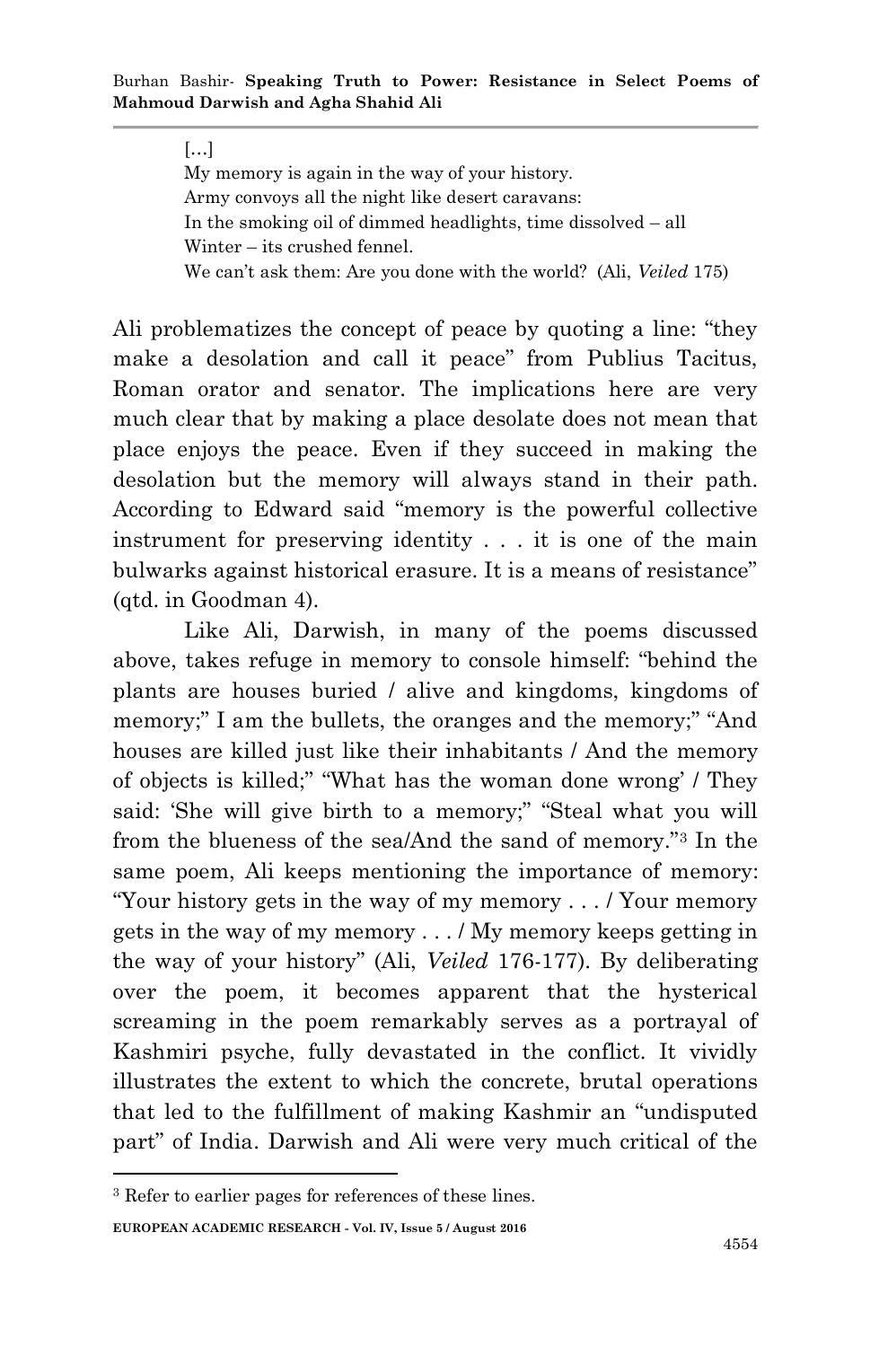> [...]
> My memory is again in the way of your history.
> Army convoys all the night like desert caravans:
> In the smoking oil of dimmed headlights, time dissolved – all
> Winter – its crushed fennel.
> We can't ask them: Are you done with the world? (Ali, *Veiled* 175)

Ali problematizes the concept of peace by quoting a line: "they make a desolation and call it peace" from Publius Tacitus, Roman orator and senator. The implications here are very much clear that by making a place desolate does not mean that place enjoys the peace. Even if they succeed in making the desolation but the memory will always stand in their path. According to Edward said "memory is the powerful collective instrument for preserving identity . . . it is one of the main bulwarks against historical erasure. It is a means of resistance" (qtd. in Goodman 4).

Like Ali, Darwish, in many of the poems discussed above, takes refuge in memory to console himself: "behind the plants are houses buried / alive and kingdoms, kingdoms of memory;" I am the bullets, the oranges and the memory;" "And houses are killed just like their inhabitants / And the memory of objects is killed;" "What has the woman done wrong' / They said: 'She will give birth to a memory;" "Steal what you will from the blueness of the sea/And the sand of memory."[3] In the same poem, Ali keeps mentioning the importance of memory: "Your history gets in the way of my memory . . . / Your memory gets in the way of my memory . . . / My memory keeps getting in the way of your history" (Ali, *Veiled* 176-177). By deliberating over the poem, it becomes apparent that the hysterical screaming in the poem remarkably serves as a portrayal of Kashmiri psyche, fully devastated in the conflict. It vividly illustrates the extent to which the concrete, brutal operations that led to the fulfillment of making Kashmir an "undisputed part" of India. Darwish and Ali were very much critical of the

[3] Refer to earlier pages for references of these lines.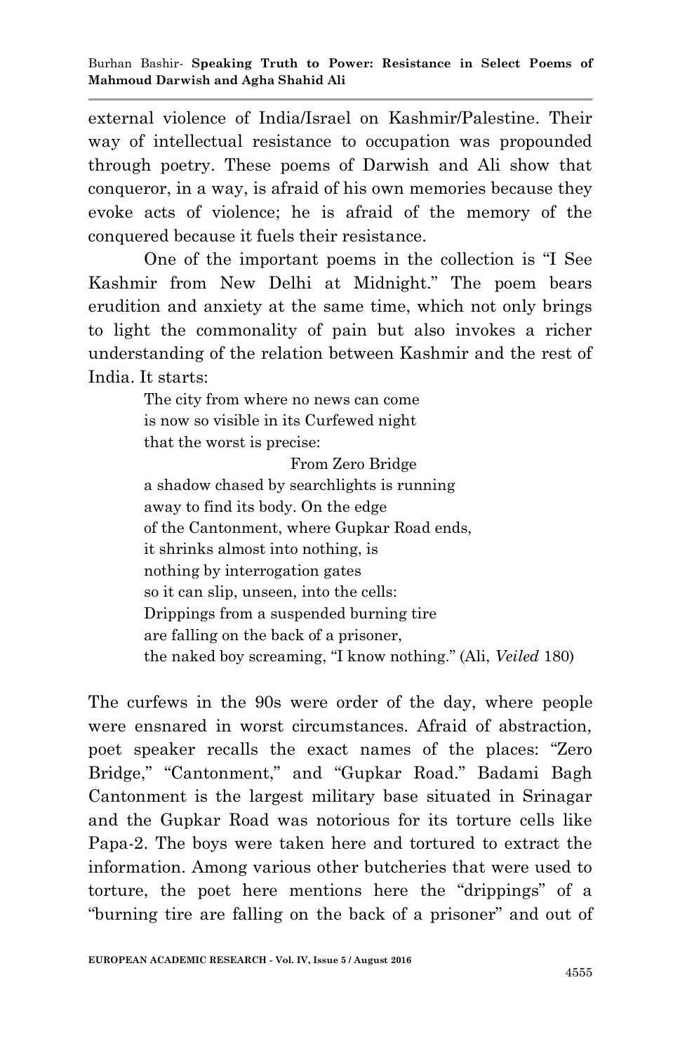external violence of India/Israel on Kashmir/Palestine. Their way of intellectual resistance to occupation was propounded through poetry. These poems of Darwish and Ali show that conqueror, in a way, is afraid of his own memories because they evoke acts of violence; he is afraid of the memory of the conquered because it fuels their resistance.

One of the important poems in the collection is "I See Kashmir from New Delhi at Midnight." The poem bears erudition and anxiety at the same time, which not only brings to light the commonality of pain but also invokes a richer understanding of the relation between Kashmir and the rest of India. It starts:

> The city from where no news can come
> is now so visible in its Curfewed night
> that the worst is precise:
> From Zero Bridge
> a shadow chased by searchlights is running
> away to find its body. On the edge
> of the Cantonment, where Gupkar Road ends,
> it shrinks almost into nothing, is
> nothing by interrogation gates
> so it can slip, unseen, into the cells:
> Drippings from a suspended burning tire
> are falling on the back of a prisoner,
> the naked boy screaming, "I know nothing." (Ali, *Veiled* 180)

The curfews in the 90s were order of the day, where people were ensnared in worst circumstances. Afraid of abstraction, poet speaker recalls the exact names of the places: "Zero Bridge," "Cantonment," and "Gupkar Road." Badami Bagh Cantonment is the largest military base situated in Srinagar and the Gupkar Road was notorious for its torture cells like Papa-2. The boys were taken here and tortured to extract the information. Among various other butcheries that were used to torture, the poet here mentions here the "drippings" of a "burning tire are falling on the back of a prisoner" and out of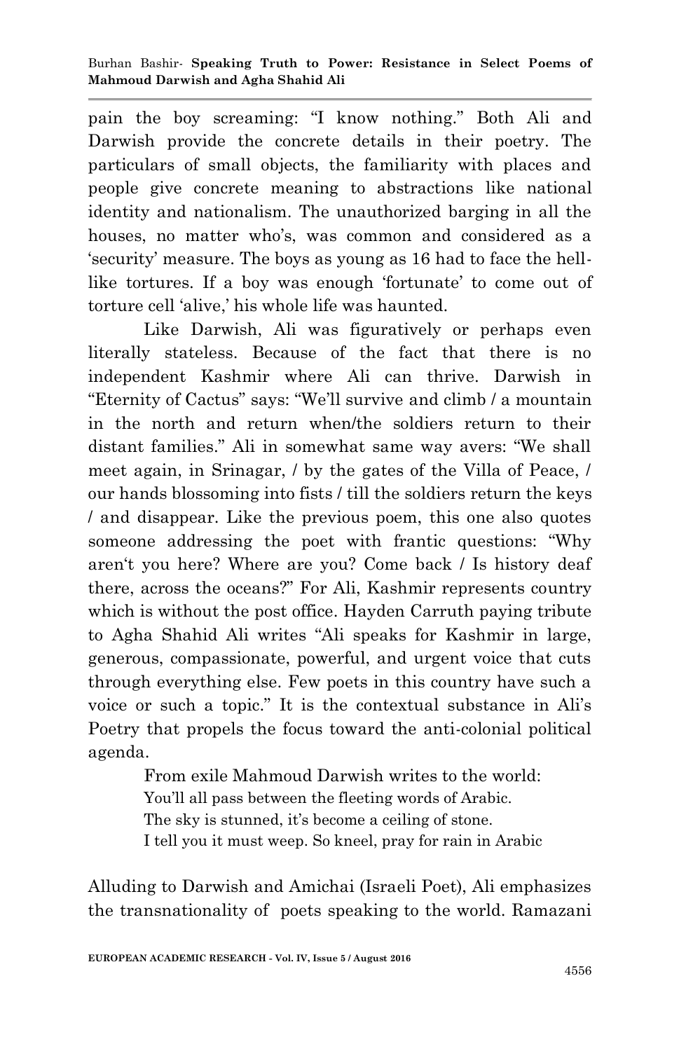pain the boy screaming: "I know nothing." Both Ali and Darwish provide the concrete details in their poetry. The particulars of small objects, the familiarity with places and people give concrete meaning to abstractions like national identity and nationalism. The unauthorized barging in all the houses, no matter who's, was common and considered as a 'security' measure. The boys as young as 16 had to face the hell-like tortures. If a boy was enough 'fortunate' to come out of torture cell 'alive,' his whole life was haunted.

Like Darwish, Ali was figuratively or perhaps even literally stateless. Because of the fact that there is no independent Kashmir where Ali can thrive. Darwish in "Eternity of Cactus" says: "We'll survive and climb / a mountain in the north and return when/the soldiers return to their distant families." Ali in somewhat same way avers: "We shall meet again, in Srinagar, / by the gates of the Villa of Peace, / our hands blossoming into fists / till the soldiers return the keys / and disappear. Like the previous poem, this one also quotes someone addressing the poet with frantic questions: "Why aren't you here? Where are you? Come back / Is history deaf there, across the oceans?" For Ali, Kashmir represents country which is without the post office. Hayden Carruth paying tribute to Agha Shahid Ali writes "Ali speaks for Kashmir in large, generous, compassionate, powerful, and urgent voice that cuts through everything else. Few poets in this country have such a voice or such a topic." It is the contextual substance in Ali's Poetry that propels the focus toward the anti-colonial political agenda.

> From exile Mahmoud Darwish writes to the world:
> You'll all pass between the fleeting words of Arabic.
> The sky is stunned, it's become a ceiling of stone.
> I tell you it must weep. So kneel, pray for rain in Arabic

Alluding to Darwish and Amichai (Israeli Poet), Ali emphasizes the transnationality of poets speaking to the world. Ramazani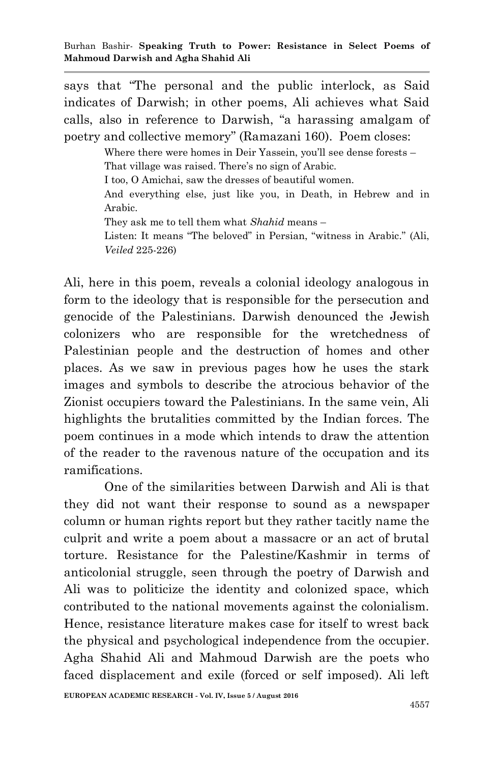says that “The personal and the public interlock, as Said indicates of Darwish; in other poems, Ali achieves what Said calls, also in reference to Darwish, “a harassing amalgam of poetry and collective memory” (Ramazani 160). Poem closes:

> Where there were homes in Deir Yassein, you’ll see dense forests –
> That village was raised. There’s no sign of Arabic.
> I too, O Amichai, saw the dresses of beautiful women.
> And everything else, just like you, in Death, in Hebrew and in Arabic.
> They ask me to tell them what *Shahid* means –
> Listen: It means “The beloved” in Persian, “witness in Arabic.” (Ali, *Veiled* 225-226)

Ali, here in this poem, reveals a colonial ideology analogous in form to the ideology that is responsible for the persecution and genocide of the Palestinians. Darwish denounced the Jewish colonizers who are responsible for the wretchedness of Palestinian people and the destruction of homes and other places. As we saw in previous pages how he uses the stark images and symbols to describe the atrocious behavior of the Zionist occupiers toward the Palestinians. In the same vein, Ali highlights the brutalities committed by the Indian forces. The poem continues in a mode which intends to draw the attention of the reader to the ravenous nature of the occupation and its ramifications.

One of the similarities between Darwish and Ali is that they did not want their response to sound as a newspaper column or human rights report but they rather tacitly name the culprit and write a poem about a massacre or an act of brutal torture. Resistance for the Palestine/Kashmir in terms of anticolonial struggle, seen through the poetry of Darwish and Ali was to politicize the identity and colonized space, which contributed to the national movements against the colonialism. Hence, resistance literature makes case for itself to wrest back the physical and psychological independence from the occupier. Agha Shahid Ali and Mahmoud Darwish are the poets who faced displacement and exile (forced or self imposed). Ali left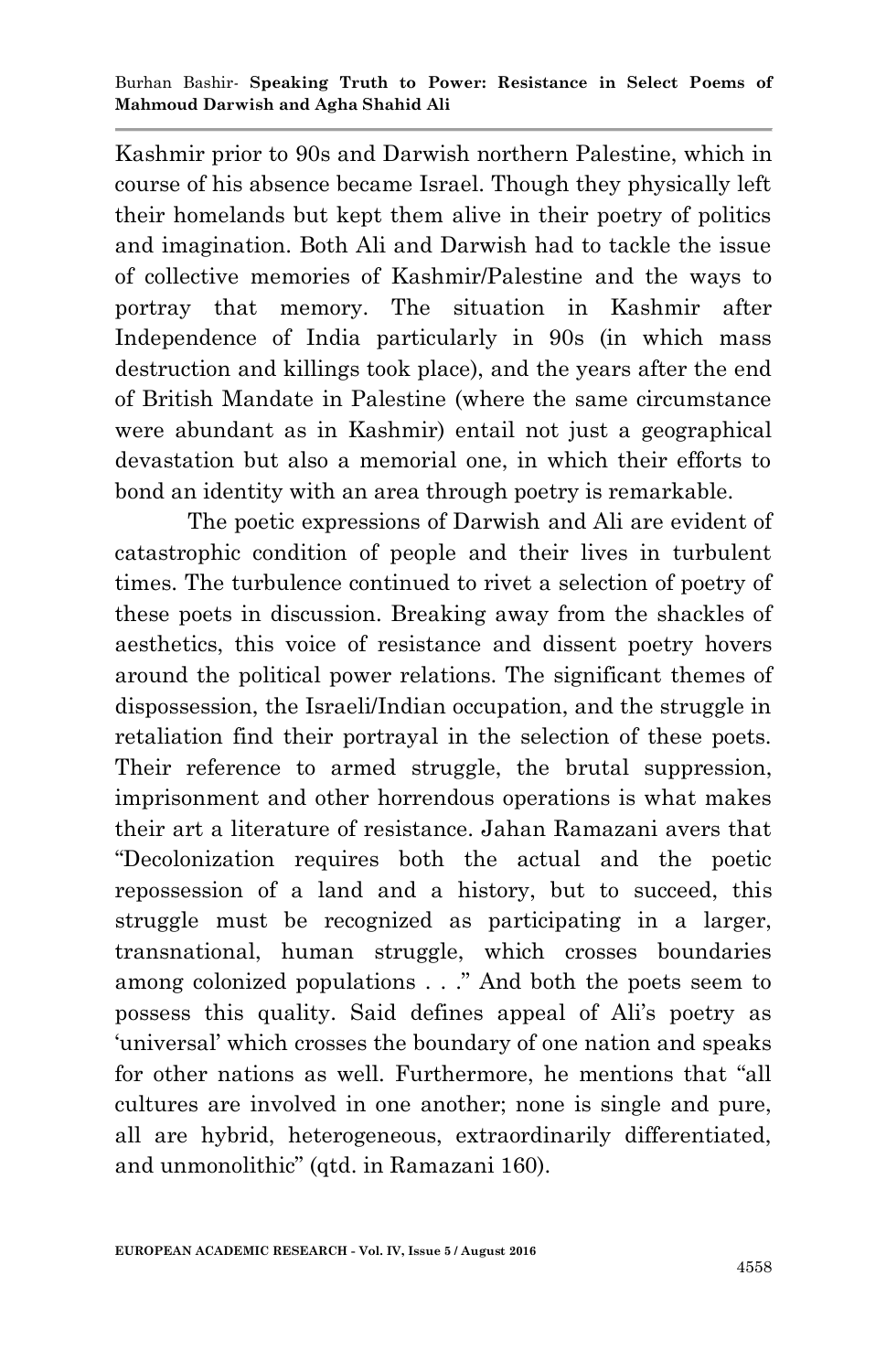Kashmir prior to 90s and Darwish northern Palestine, which in course of his absence became Israel. Though they physically left their homelands but kept them alive in their poetry of politics and imagination. Both Ali and Darwish had to tackle the issue of collective memories of Kashmir/Palestine and the ways to portray that memory. The situation in Kashmir after Independence of India particularly in 90s (in which mass destruction and killings took place), and the years after the end of British Mandate in Palestine (where the same circumstance were abundant as in Kashmir) entail not just a geographical devastation but also a memorial one, in which their efforts to bond an identity with an area through poetry is remarkable.

The poetic expressions of Darwish and Ali are evident of catastrophic condition of people and their lives in turbulent times. The turbulence continued to rivet a selection of poetry of these poets in discussion. Breaking away from the shackles of aesthetics, this voice of resistance and dissent poetry hovers around the political power relations. The significant themes of dispossession, the Israeli/Indian occupation, and the struggle in retaliation find their portrayal in the selection of these poets. Their reference to armed struggle, the brutal suppression, imprisonment and other horrendous operations is what makes their art a literature of resistance. Jahan Ramazani avers that "Decolonization requires both the actual and the poetic repossession of a land and a history, but to succeed, this struggle must be recognized as participating in a larger, transnational, human struggle, which crosses boundaries among colonized populations . . ." And both the poets seem to possess this quality. Said defines appeal of Ali's poetry as 'universal' which crosses the boundary of one nation and speaks for other nations as well. Furthermore, he mentions that "all cultures are involved in one another; none is single and pure, all are hybrid, heterogeneous, extraordinarily differentiated, and unmonolithic" (qtd. in Ramazani 160).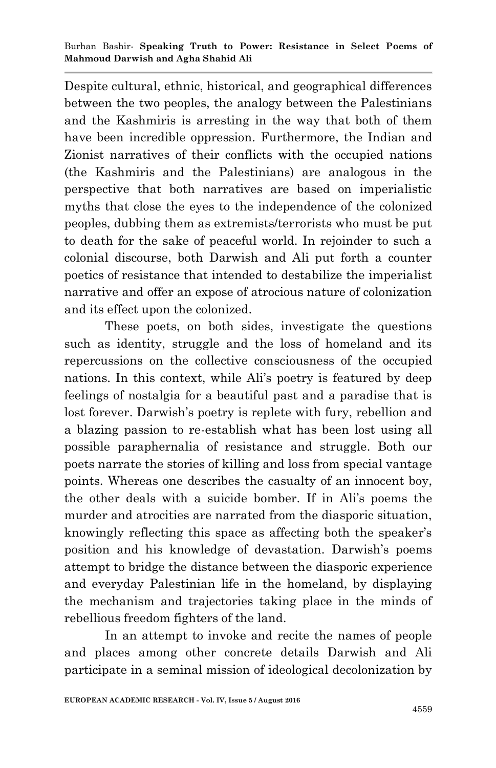Despite cultural, ethnic, historical, and geographical differences between the two peoples, the analogy between the Palestinians and the Kashmiris is arresting in the way that both of them have been incredible oppression. Furthermore, the Indian and Zionist narratives of their conflicts with the occupied nations (the Kashmiris and the Palestinians) are analogous in the perspective that both narratives are based on imperialistic myths that close the eyes to the independence of the colonized peoples, dubbing them as extremists/terrorists who must be put to death for the sake of peaceful world. In rejoinder to such a colonial discourse, both Darwish and Ali put forth a counter poetics of resistance that intended to destabilize the imperialist narrative and offer an expose of atrocious nature of colonization and its effect upon the colonized.

These poets, on both sides, investigate the questions such as identity, struggle and the loss of homeland and its repercussions on the collective consciousness of the occupied nations. In this context, while Ali's poetry is featured by deep feelings of nostalgia for a beautiful past and a paradise that is lost forever. Darwish's poetry is replete with fury, rebellion and a blazing passion to re-establish what has been lost using all possible paraphernalia of resistance and struggle. Both our poets narrate the stories of killing and loss from special vantage points. Whereas one describes the casualty of an innocent boy, the other deals with a suicide bomber. If in Ali's poems the murder and atrocities are narrated from the diasporic situation, knowingly reflecting this space as affecting both the speaker's position and his knowledge of devastation. Darwish's poems attempt to bridge the distance between the diasporic experience and everyday Palestinian life in the homeland, by displaying the mechanism and trajectories taking place in the minds of rebellious freedom fighters of the land.

In an attempt to invoke and recite the names of people and places among other concrete details Darwish and Ali participate in a seminal mission of ideological decolonization by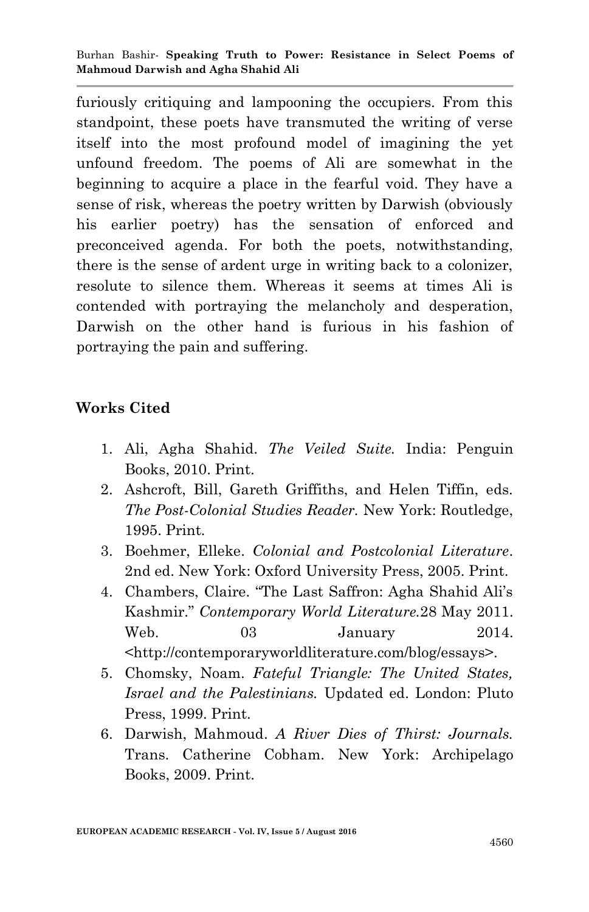furiously critiquing and lampooning the occupiers. From this standpoint, these poets have transmuted the writing of verse itself into the most profound model of imagining the yet unfound freedom. The poems of Ali are somewhat in the beginning to acquire a place in the fearful void. They have a sense of risk, whereas the poetry written by Darwish (obviously his earlier poetry) has the sensation of enforced and preconceived agenda. For both the poets, notwithstanding, there is the sense of ardent urge in writing back to a colonizer, resolute to silence them. Whereas it seems at times Ali is contended with portraying the melancholy and desperation, Darwish on the other hand is furious in his fashion of portraying the pain and suffering.

## Works Cited

1. Ali, Agha Shahid. *The Veiled Suite.* India: Penguin Books, 2010. Print.
2. Ashcroft, Bill, Gareth Griffiths, and Helen Tiffin, eds. *The Post-Colonial Studies Reader.* New York: Routledge, 1995. Print.
3. Boehmer, Elleke. *Colonial and Postcolonial Literature*. 2nd ed. New York: Oxford University Press, 2005. Print.
4. Chambers, Claire. "The Last Saffron: Agha Shahid Ali's Kashmir." *Contemporary World Literature.*28 May 2011. Web. 03 January 2014. <http://contemporaryworldliterature.com/blog/essays>.
5. Chomsky, Noam. *Fateful Triangle: The United States, Israel and the Palestinians.* Updated ed. London: Pluto Press, 1999. Print.
6. Darwish, Mahmoud. *A River Dies of Thirst: Journals.* Trans. Catherine Cobham. New York: Archipelago Books, 2009. Print.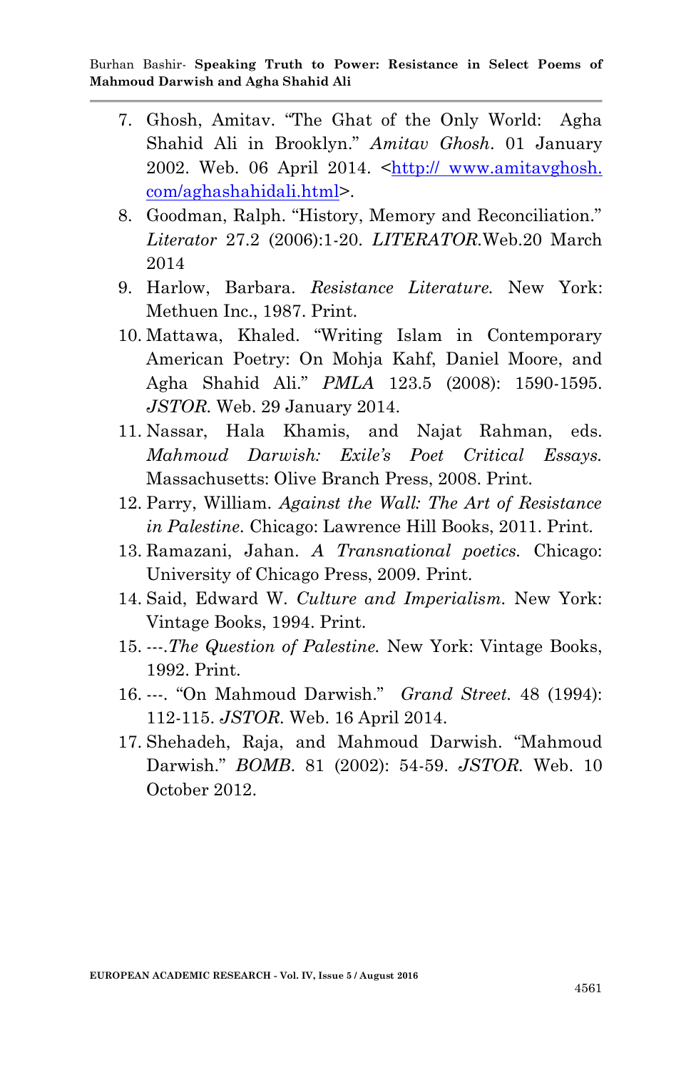7. Ghosh, Amitav. "The Ghat of the Only World: Agha Shahid Ali in Brooklyn." *Amitav Ghosh*. 01 January 2002. Web. 06 April 2014. <http:// www.amitavghosh.com/aghashahidali.html>.
8. Goodman, Ralph. "History, Memory and Reconciliation." *Literator* 27.2 (2006):1-20. *LITERATOR*.Web.20 March 2014
9. Harlow, Barbara. *Resistance Literature*. New York: Methuen Inc., 1987. Print.
10. Mattawa, Khaled. "Writing Islam in Contemporary American Poetry: On Mohja Kahf, Daniel Moore, and Agha Shahid Ali." *PMLA* 123.5 (2008): 1590-1595. *JSTOR*. Web. 29 January 2014.
11. Nassar, Hala Khamis, and Najat Rahman, eds. *Mahmoud Darwish: Exile's Poet Critical Essays*. Massachusetts: Olive Branch Press, 2008. Print.
12. Parry, William. *Against the Wall: The Art of Resistance in Palestine*. Chicago: Lawrence Hill Books, 2011. Print.
13. Ramazani, Jahan. *A Transnational poetics*. Chicago: University of Chicago Press, 2009. Print.
14. Said, Edward W. *Culture and Imperialism*. New York: Vintage Books, 1994. Print.
15. ---.*The Question of Palestine*. New York: Vintage Books, 1992. Print.
16. ---. "On Mahmoud Darwish." *Grand Street*. 48 (1994): 112-115. *JSTOR*. Web. 16 April 2014.
17. Shehadeh, Raja, and Mahmoud Darwish. "Mahmoud Darwish." *BOMB*. 81 (2002): 54-59. *JSTOR*. Web. 10 October 2012.